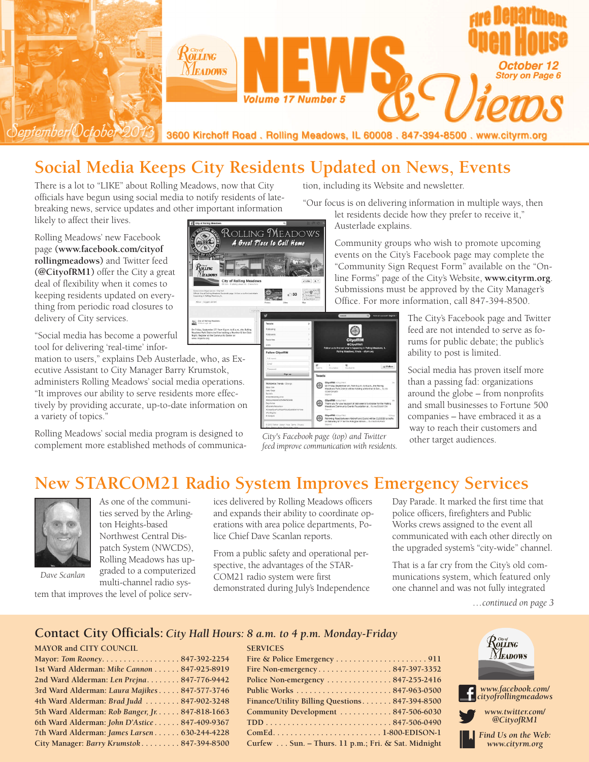# NEWS & Views

City of Rolling Meadows

Volume 17 Number 5

September/October 2013

**Fire Department Open House** — October 12, Story on Page 6

3600 Kirchoff Road . Rolling Meadows, IL 60008 . 847-394-8500 . www.cityrm.org

## Social Media Keeps City Residents Updated on News, Events

There is a lot to "LIKE" about Rolling Meadows, now that City officials have begun using social media to notify residents of late-breaking news, service updates and other important information likely to affect their lives.

Rolling Meadows' new Facebook page **(www.facebook.com/cityofrollingmeadows)** and Twitter feed **(@CityofRM1)** offer the City a great deal of flexibility when it comes to keeping residents updated on everything from periodic road closures to delivery of City services.

"Social media has become a powerful tool for delivering 'real-time' information to users," explains Deb Austerlade, who, as Executive Assistant to City Manager Barry Krumstok, administers Rolling Meadows' social media operations. "It improves our ability to serve residents more effectively by providing accurate, up-to-date information on a variety of topics."

Rolling Meadows' social media program is designed to complement more established methods of communication, including its Website and newsletter.

"Our focus is on delivering information in multiple ways, then let residents decide how they prefer to receive it," Austerlade explains.

Community groups who wish to promote upcoming events on the City's Facebook page may complete the "Community Sign Request Form" available on the "Online Forms" page of the City's Website, **www.cityrm.org**. Submissions must be approved by the City Manager's Office. For more information, call 847-394-8500.

*City's Facebook page (top) and Twitter feed improve communication with residents.*

The City's Facebook page and Twitter feed are not intended to serve as forums for public debate; the public's ability to post is limited.

Social media has proven itself more than a passing fad: organizations around the globe – from nonprofits and small businesses to Fortune 500 companies – have embraced it as a way to reach their customers and other target audiences.

## New STARCOM21 Radio System Improves Emergency Services

*Dave Scanlan*

As one of the communities served by the Arlington Heights-based Northwest Central Dispatch System (NWCDS), Rolling Meadows has upgraded to a computerized multi-channel radio system that improves the level of police services delivered by Rolling Meadows officers and expands their ability to coordinate operations with area police departments, Police Chief Dave Scanlan reports.

From a public safety and operational perspective, the advantages of the STARCOM21 radio system were first demonstrated during July's Independence Day Parade. It marked the first time that police officers, firefighters and Public Works crews assigned to the event all communicated with each other directly on the upgraded system's "city-wide" channel.

That is a far cry from the City's old communications system, which featured only one channel and was not fully integrated

*...continued on page 3*

## Contact City Officials: *City Hall Hours: 8 a.m. to 4 p.m. Monday-Friday*

**MAYOR and CITY COUNCIL**

| | |
|---|---|
| **Mayor:** *Tom Rooney* | 847-392-2254 |
| **1st Ward Alderman:** *Mike Cannon* | 847-925-8919 |
| **2nd Ward Alderman:** *Len Prejna* | 847-776-9442 |
| **3rd Ward Alderman:** *Laura Majikes* | 847-577-3746 |
| **4th Ward Alderman:** *Brad Judd* | 847-902-3248 |
| **5th Ward Alderman:** *Rob Banger, Jr.* | 847-818-1663 |
| **6th Ward Alderman:** *John D'Astice* | 847-409-9367 |
| **7th Ward Alderman:** *James Larsen* | 630-244-4228 |
| **City Manager:** *Barry Krumstok* | 847-394-8500 |

**SERVICES**

| | |
|---|---|
| **Fire & Police Emergency** | 911 |
| **Fire Non-emergency** | 847-397-3352 |
| **Police Non-emergency** | 847-255-2416 |
| **Public Works** | 847-963-0500 |
| **Finance/Utility Billing Questions** | 847-394-8500 |
| **Community Development** | 847-506-6030 |
| **TDD** | 847-506-0490 |
| **ComEd** | 1-800-EDISON-1 |
| **Curfew** | Sun. – Thurs. 11 p.m.; Fri. & Sat. Midnight |

*www.facebook.com/cityofrollingmeadows*

*www.twitter.com/@CityofRM1*

*Find Us on the Web: www.cityrm.org*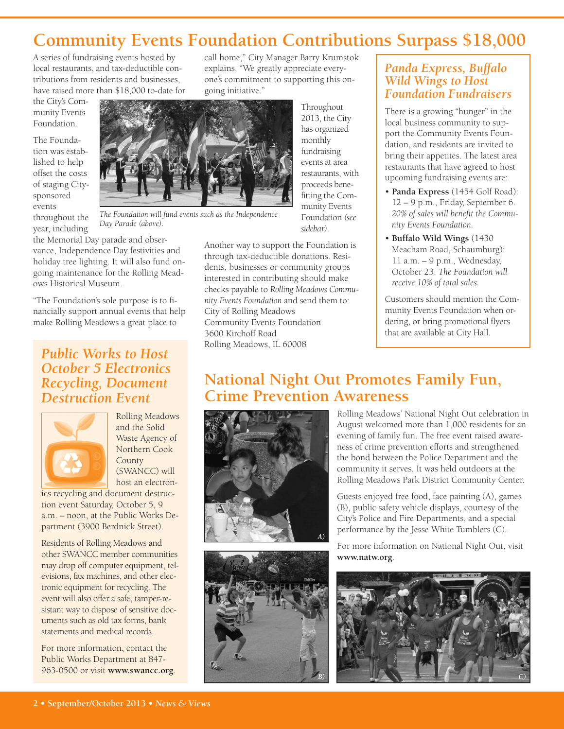# Community Events Foundation Contributions Surpass $18,000

A series of fundraising events hosted by local restaurants, and tax-deductible contributions from residents and businesses, have raised more than $18,000 to-date for the City's Community Events Foundation.

The Foundation was established to help offset the costs of staging City-sponsored events throughout the year, including the Memorial Day parade and observance, Independence Day festivities and holiday tree lighting. It will also fund ongoing maintenance for the Rolling Meadows Historical Museum.

"The Foundation's sole purpose is to financially support annual events that help make Rolling Meadows a great place to call home," City Manager Barry Krumstok explains. "We greatly appreciate everyone's commitment to supporting this ongoing initiative."

*The Foundation will fund events such as the Independence Day Parade (above).*

Throughout 2013, the City has organized monthly fundraising events at area restaurants, with proceeds benefitting the Community Events Foundation *(see sidebar)*.

Another way to support the Foundation is through tax-deductible donations. Residents, businesses or community groups interested in contributing should make checks payable to *Rolling Meadows Community Events Foundation* and send them to:
City of Rolling Meadows
Community Events Foundation
3600 Kirchoff Road
Rolling Meadows, IL 60008

## *Panda Express, Buffalo Wild Wings to Host Foundation Fundraisers*

There is a growing "hunger" in the local business community to support the Community Events Foundation, and residents are invited to bring their appetites. The latest area restaurants that have agreed to host upcoming fundraising events are:

- **Panda Express** (1454 Golf Road): 12 – 9 p.m., Friday, September 6. *20% of sales will benefit the Community Events Foundation.*
- **Buffalo Wild Wings** (1430 Meacham Road, Schaumburg): 11 a.m. – 9 p.m., Wednesday, October 23. *The Foundation will receive 10% of total sales.*

Customers should mention the Community Events Foundation when ordering, or bring promotional flyers that are available at City Hall.

## *Public Works to Host October 5 Electronics Recycling, Document Destruction Event*

Rolling Meadows and the Solid Waste Agency of Northern Cook County (SWANCC) will host an electronics recycling and document destruction event Saturday, October 5, 9 a.m. – noon, at the Public Works Department (3900 Berdnick Street).

Residents of Rolling Meadows and other SWANCC member communities may drop off computer equipment, televisions, fax machines, and other electronic equipment for recycling. The event will also offer a safe, tamper-resistant way to dispose of sensitive documents such as old tax forms, bank statements and medical records.

For more information, contact the Public Works Department at 847-963-0500 or visit **www.swancc.org**.

# National Night Out Promotes Family Fun, Crime Prevention Awareness

Rolling Meadows' National Night Out celebration in August welcomed more than 1,000 residents for an evening of family fun. The free event raised awareness of crime prevention efforts and strengthened the bond between the Police Department and the community it serves. It was held outdoors at the Rolling Meadows Park District Community Center.

Guests enjoyed free food, face painting (A), games (B), public safety vehicle displays, courtesy of the City's Police and Fire Departments, and a special performance by the Jesse White Tumblers (C).

For more information on National Night Out, visit **www.natw.org**.

*A)*

*B)*

*C)*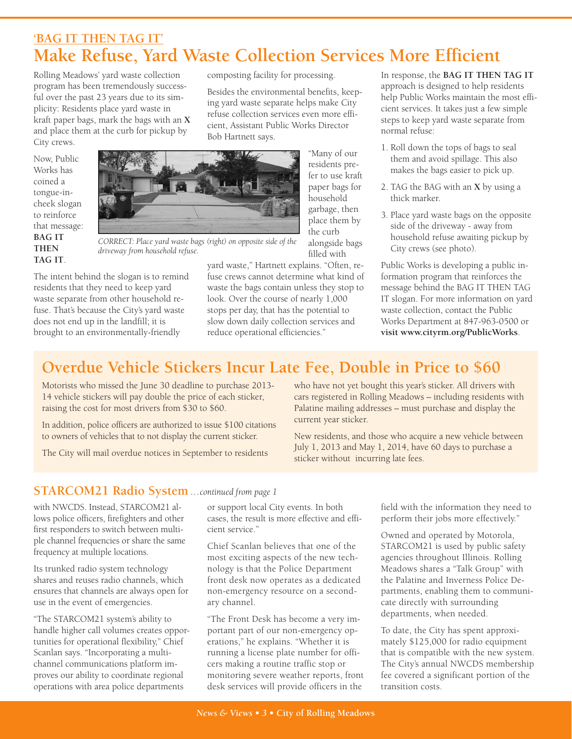## 'BAG IT THEN TAG IT'

# Make Refuse, Yard Waste Collection Services More Efficient

Rolling Meadows' yard waste collection program has been tremendously successful over the past 23 years due to its simplicity: Residents place yard waste in kraft paper bags, mark the bags with an **X** and place them at the curb for pickup by City crews.

Now, Public Works has coined a tongue-in-cheek slogan to reinforce that message: **BAG IT THEN TAG IT**.

*CORRECT: Place yard waste bags (right) on opposite side of the driveway from household refuse.*

The intent behind the slogan is to remind residents that they need to keep yard waste separate from other household refuse. That's because the City's yard waste does not end up in the landfill; it is brought to an environmentally-friendly composting facility for processing.

Besides the environmental benefits, keeping yard waste separate helps make City refuse collection services even more efficient, Assistant Public Works Director Bob Hartnett says.

"Many of our residents prefer to use kraft paper bags for household garbage, then place them by the curb alongside bags filled with yard waste," Hartnett explains. "Often, refuse crews cannot determine what kind of waste the bags contain unless they stop to look. Over the course of nearly 1,000 stops per day, that has the potential to slow down daily collection services and reduce operational efficiencies."

In response, the **BAG IT THEN TAG IT** approach is designed to help residents help Public Works maintain the most efficient services. It takes just a few simple steps to keep yard waste separate from normal refuse:

1. Roll down the tops of bags to seal them and avoid spillage. This also makes the bags easier to pick up.
2. TAG the BAG with an **X** by using a thick marker.
3. Place yard waste bags on the opposite side of the driveway - away from household refuse awaiting pickup by City crews (see photo).

Public Works is developing a public information program that reinforces the message behind the BAG IT THEN TAG IT slogan. For more information on yard waste collection, contact the Public Works Department at 847-963-0500 or **visit www.cityrm.org/PublicWorks**.

# Overdue Vehicle Stickers Incur Late Fee, Double in Price to $60

Motorists who missed the June 30 deadline to purchase 2013-14 vehicle stickers will pay double the price of each sticker, raising the cost for most drivers from $30 to $60.

In addition, police officers are authorized to issue $100 citations to owners of vehicles that to not display the current sticker.

The City will mail overdue notices in September to residents who have not yet bought this year's sticker. All drivers with cars registered in Rolling Meadows – including residents with Palatine mailing addresses – must purchase and display the current year sticker.

New residents, and those who acquire a new vehicle between July 1, 2013 and May 1, 2014, have 60 days to purchase a sticker without incurring late fees.

## STARCOM21 Radio System *…continued from page 1*

with NWCDS. Instead, STARCOM21 allows police officers, firefighters and other first responders to switch between multiple channel frequencies or share the same frequency at multiple locations.

Its trunked radio system technology shares and reuses radio channels, which ensures that channels are always open for use in the event of emergencies.

"The STARCOM21 system's ability to handle higher call volumes creates opportunities for operational flexibility," Chief Scanlan says. "Incorporating a multi-channel communications platform improves our ability to coordinate regional operations with area police departments or support local City events. In both cases, the result is more effective and efficient service."

Chief Scanlan believes that one of the most exciting aspects of the new technology is that the Police Department front desk now operates as a dedicated non-emergency resource on a secondary channel.

"The Front Desk has become a very important part of our non-emergency operations," he explains. "Whether it is running a license plate number for officers making a routine traffic stop or monitoring severe weather reports, front desk services will provide officers in the field with the information they need to perform their jobs more effectively."

Owned and operated by Motorola, STARCOM21 is used by public safety agencies throughout Illinois. Rolling Meadows shares a "Talk Group" with the Palatine and Inverness Police Departments, enabling them to communicate directly with surrounding departments, when needed.

To date, the City has spent approximately $125,000 for radio equipment that is compatible with the new system. The City's annual NWCDS membership fee covered a significant portion of the transition costs.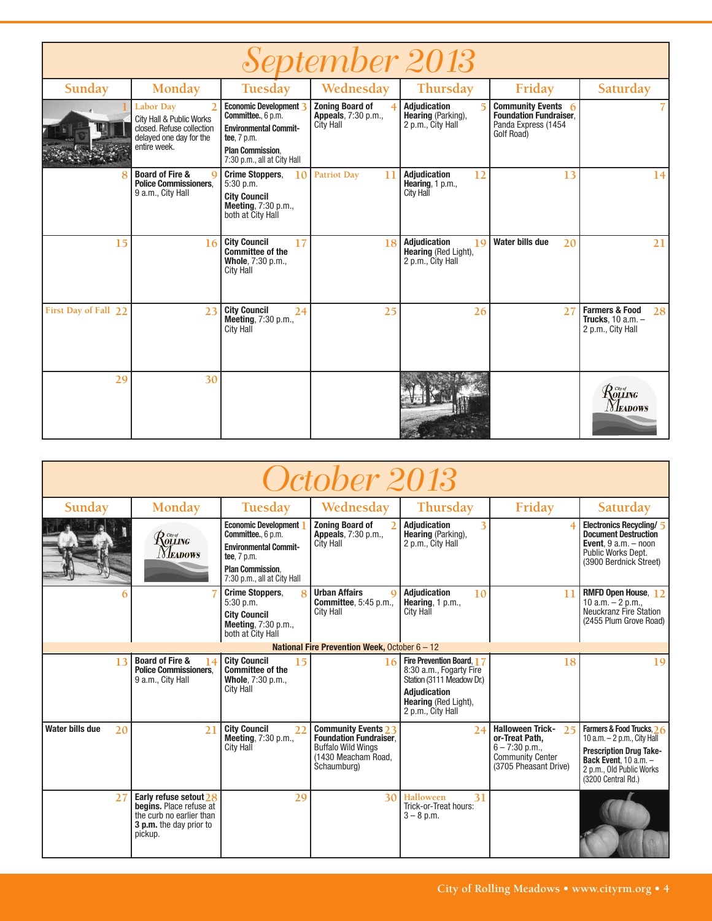# September 2013

| Sunday | Monday | Tuesday | Wednesday | Thursday | Friday | Saturday |
|---|---|---|---|---|---|---|
| 1 | 2 Labor Day<br>City Hall & Public Works closed. Refuse collection delayed one day for the entire week. | 3 **Economic Development Committee.**, 6 p.m.<br>**Environmental Committee**, 7 p.m.<br>**Plan Commission**, 7:30 p.m., all at City Hall | 4 **Zoning Board of Appeals**, 7:30 p.m., City Hall | 5 **Adjudication Hearing** (Parking), 2 p.m., City Hall | 6 **Community Events Foundation Fundraiser**, Panda Express (1454 Golf Road) | 7 |
| 8 | 9 **Board of Fire & Police Commissioners**, 9 a.m., City Hall | 10 **Crime Stoppers**, 5:30 p.m.<br>**City Council Meeting**, 7:30 p.m., both at City Hall | 11 Patriot Day | 12 **Adjudication Hearing**, 1 p.m., City Hall | 13 | 14 |
| 15 | 16 | 17 **City Council Committee of the Whole**, 7:30 p.m., City Hall | 18 | 19 **Adjudication Hearing** (Red Light), 2 p.m., City Hall | 20 **Water bills due** | 21 |
| 22 First Day of Fall | 23 | 24 **City Council Meeting**, 7:30 p.m., City Hall | 25 | 26 | 27 | 28 **Farmers & Food Trucks**, 10 a.m. – 2 p.m., City Hall |
| 29 | 30 | | | | | |

# October 2013

| Sunday | Monday | Tuesday | Wednesday | Thursday | Friday | Saturday |
|---|---|---|---|---|---|---|
| | | 1 **Economic Development Committee.**, 6 p.m.<br>**Environmental Committee**, 7 p.m.<br>**Plan Commission**, 7:30 p.m., all at City Hall | 2 **Zoning Board of Appeals**, 7:30 p.m., City Hall | 3 **Adjudication Hearing** (Parking), 2 p.m., City Hall | 4 | 5 **Electronics Recycling/ Document Destruction Event**, 9 a.m. – noon Public Works Dept. (3900 Berdnick Street) |
| 6 | 7 | 8 **Crime Stoppers**, 5:30 p.m.<br>**City Council Meeting**, 7:30 p.m., both at City Hall | 9 **Urban Affairs Committee**, 5:45 p.m., City Hall | 10 **Adjudication Hearing**, 1 p.m., City Hall | 11 | 12 **RMFD Open House**, 10 a.m. – 2 p.m., Neuckranz Fire Station (2455 Plum Grove Road) |
| **National Fire Prevention Week,** October 6 – 12 | | | | | | |
| 13 | 14 **Board of Fire & Police Commissioners**, 9 a.m., City Hall | 15 **City Council Committee of the Whole**, 7:30 p.m., City Hall | 16 | 17 **Fire Prevention Board**, 8:30 a.m., Fogarty Fire Station (3111 Meadow Dr.)<br>**Adjudication Hearing** (Red Light), 2 p.m., City Hall | 18 | 19 |
| 20 **Water bills due** | 21 | 22 **City Council Meeting**, 7:30 p.m., City Hall | 23 **Community Events Foundation Fundraiser**, Buffalo Wild Wings (1430 Meacham Road, Schaumburg) | 24 | 25 **Halloween Trick-or-Treat Path**, 6 – 7:30 p.m., Community Center (3705 Pheasant Drive) | 26 **Farmers & Food Trucks**, 10 a.m. – 2 p.m., City Hall<br>**Prescription Drug Take-Back Event**, 10 a.m. – 2 p.m., Old Public Works (3200 Central Rd.) |
| 27 | 28 **Early refuse setout begins.** Place refuse at the curb no earlier than **3 p.m.** the day prior to pickup. | 29 | 30 | 31 Halloween<br>Trick-or-Treat hours: 3 – 8 p.m. | | |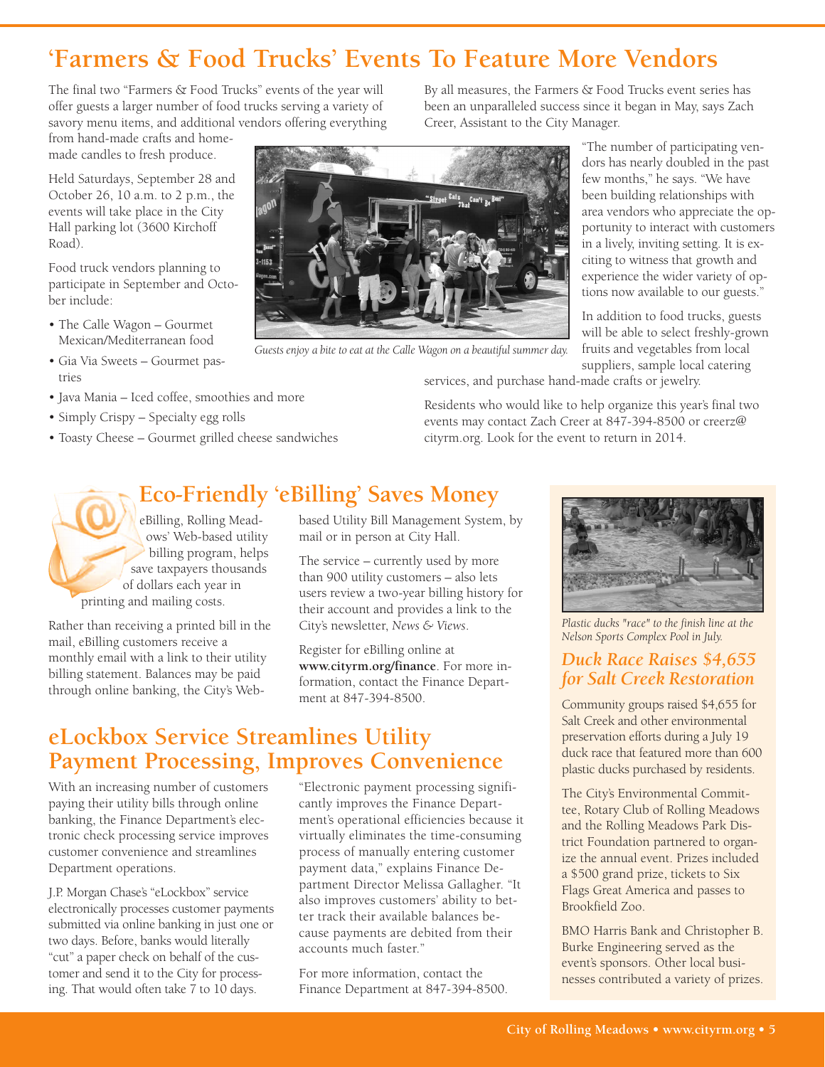# 'Farmers & Food Trucks' Events To Feature More Vendors

The final two "Farmers & Food Trucks" events of the year will offer guests a larger number of food trucks serving a variety of savory menu items, and additional vendors offering everything from hand-made crafts and homemade candles to fresh produce.

Held Saturdays, September 28 and October 26, 10 a.m. to 2 p.m., the events will take place in the City Hall parking lot (3600 Kirchoff Road).

Food truck vendors planning to participate in September and October include:

- The Calle Wagon – Gourmet Mexican/Mediterranean food
- Gia Via Sweets – Gourmet pastries
- Java Mania – Iced coffee, smoothies and more
- Simply Crispy – Specialty egg rolls
- Toasty Cheese – Gourmet grilled cheese sandwiches

*Guests enjoy a bite to eat at the Calle Wagon on a beautiful summer day.*

By all measures, the Farmers & Food Trucks event series has been an unparalleled success since it began in May, says Zach Creer, Assistant to the City Manager.

"The number of participating vendors has nearly doubled in the past few months," he says. "We have been building relationships with area vendors who appreciate the opportunity to interact with customers in a lively, inviting setting. It is exciting to witness that growth and experience the wider variety of options now available to our guests."

In addition to food trucks, guests will be able to select freshly-grown fruits and vegetables from local suppliers, sample local catering services, and purchase hand-made crafts or jewelry.

Residents who would like to help organize this year's final two events may contact Zach Creer at 847-394-8500 or creerz@cityrm.org. Look for the event to return in 2014.

## Eco-Friendly 'eBilling' Saves Money

eBilling, Rolling Meadows' Web-based utility billing program, helps save taxpayers thousands of dollars each year in printing and mailing costs.

Rather than receiving a printed bill in the mail, eBilling customers receive a monthly email with a link to their utility billing statement. Balances may be paid through online banking, the City's Web-based Utility Bill Management System, by mail or in person at City Hall.

The service – currently used by more than 900 utility customers – also lets users review a two-year billing history for their account and provides a link to the City's newsletter, *News & Views*.

Register for eBilling online at **www.cityrm.org/finance**. For more information, contact the Finance Department at 847-394-8500.

## eLockbox Service Streamlines Utility Payment Processing, Improves Convenience

With an increasing number of customers paying their utility bills through online banking, the Finance Department's electronic check processing service improves customer convenience and streamlines Department operations.

J.P. Morgan Chase's "eLockbox" service electronically processes customer payments submitted via online banking in just one or two days. Before, banks would literally "cut" a paper check on behalf of the customer and send it to the City for processing. That would often take 7 to 10 days.

"Electronic payment processing significantly improves the Finance Department's operational efficiencies because it virtually eliminates the time-consuming process of manually entering customer payment data," explains Finance Department Director Melissa Gallagher. "It also improves customers' ability to better track their available balances because payments are debited from their accounts much faster."

For more information, contact the Finance Department at 847-394-8500.

*Plastic ducks "race" to the finish line at the Nelson Sports Complex Pool in July.*

### *Duck Race Raises $4,655 for Salt Creek Restoration*

Community groups raised $4,655 for Salt Creek and other environmental preservation efforts during a July 19 duck race that featured more than 600 plastic ducks purchased by residents.

The City's Environmental Committee, Rotary Club of Rolling Meadows and the Rolling Meadows Park District Foundation partnered to organize the annual event. Prizes included a $500 grand prize, tickets to Six Flags Great America and passes to Brookfield Zoo.

BMO Harris Bank and Christopher B. Burke Engineering served as the event's sponsors. Other local businesses contributed a variety of prizes.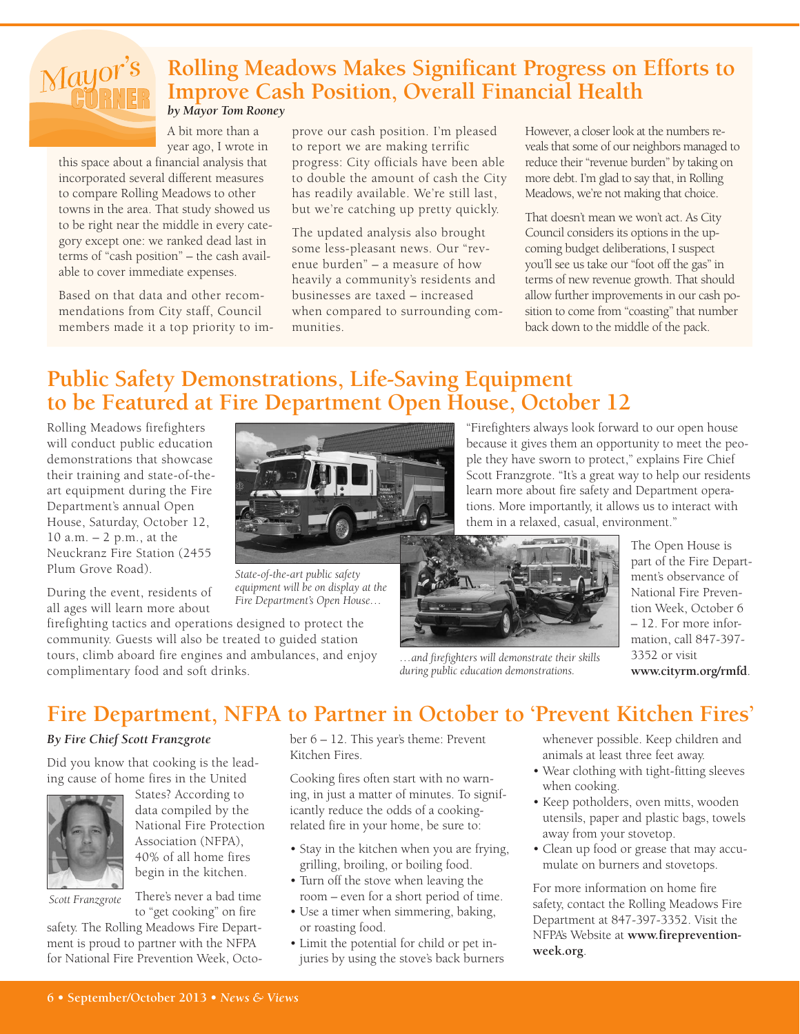Mayor's CORNER

## Rolling Meadows Makes Significant Progress on Efforts to Improve Cash Position, Overall Financial Health

*by Mayor Tom Rooney*

A bit more than a year ago, I wrote in this space about a financial analysis that incorporated several different measures to compare Rolling Meadows to other towns in the area. That study showed us to be right near the middle in every category except one: we ranked dead last in terms of "cash position" – the cash available to cover immediate expenses.

Based on that data and other recommendations from City staff, Council members made it a top priority to improve our cash position. I'm pleased to report we are making terrific progress: City officials have been able to double the amount of cash the City has readily available. We're still last, but we're catching up pretty quickly.

The updated analysis also brought some less-pleasant news. Our "revenue burden" – a measure of how heavily a community's residents and businesses are taxed – increased when compared to surrounding communities.

However, a closer look at the numbers reveals that some of our neighbors managed to reduce their "revenue burden" by taking on more debt. I'm glad to say that, in Rolling Meadows, we're not making that choice.

That doesn't mean we won't act. As City Council considers its options in the upcoming budget deliberations, I suspect you'll see us take our "foot off the gas" in terms of new revenue growth. That should allow further improvements in our cash position to come from "coasting" that number back down to the middle of the pack.

## Public Safety Demonstrations, Life-Saving Equipment to be Featured at Fire Department Open House, October 12

Rolling Meadows firefighters will conduct public education demonstrations that showcase their training and state-of-the-art equipment during the Fire Department's annual Open House, Saturday, October 12, 10 a.m. – 2 p.m., at the Neuckranz Fire Station (2455 Plum Grove Road).

During the event, residents of all ages will learn more about firefighting tactics and operations designed to protect the community. Guests will also be treated to guided station tours, climb aboard fire engines and ambulances, and enjoy complimentary food and soft drinks.

*State-of-the-art public safety equipment will be on display at the Fire Department's Open House…*

"Firefighters always look forward to our open house because it gives them an opportunity to meet the people they have sworn to protect," explains Fire Chief Scott Franzgrote. "It's a great way to help our residents learn more about fire safety and Department operations. More importantly, it allows us to interact with them in a relaxed, casual, environment."

*…and firefighters will demonstrate their skills during public education demonstrations.*

The Open House is part of the Fire Department's observance of National Fire Prevention Week, October 6 – 12. For more information, call 847-397-3352 or visit **www.cityrm.org/rmfd**.

## Fire Department, NFPA to Partner in October to 'Prevent Kitchen Fires'

*By Fire Chief Scott Franzgrote*

Did you know that cooking is the leading cause of home fires in the United States? According to data compiled by the National Fire Protection Association (NFPA), 40% of all home fires begin in the kitchen.

*Scott Franzgrote*

There's never a bad time to "get cooking" on fire safety. The Rolling Meadows Fire Department is proud to partner with the NFPA for National Fire Prevention Week, October 6 – 12. This year's theme: Prevent Kitchen Fires.

Cooking fires often start with no warning, in just a matter of minutes. To significantly reduce the odds of a cooking-related fire in your home, be sure to:

- Stay in the kitchen when you are frying, grilling, broiling, or boiling food.
- Turn off the stove when leaving the room – even for a short period of time.
- Use a timer when simmering, baking, or roasting food.
- Limit the potential for child or pet injuries by using the stove's back burners whenever possible. Keep children and animals at least three feet away.
- Wear clothing with tight-fitting sleeves when cooking.
- Keep potholders, oven mitts, wooden utensils, paper and plastic bags, towels away from your stovetop.
- Clean up food or grease that may accumulate on burners and stovetops.

For more information on home fire safety, contact the Rolling Meadows Fire Department at 847-397-3352. Visit the NFPA's Website at **www.firepreventionweek.org**.